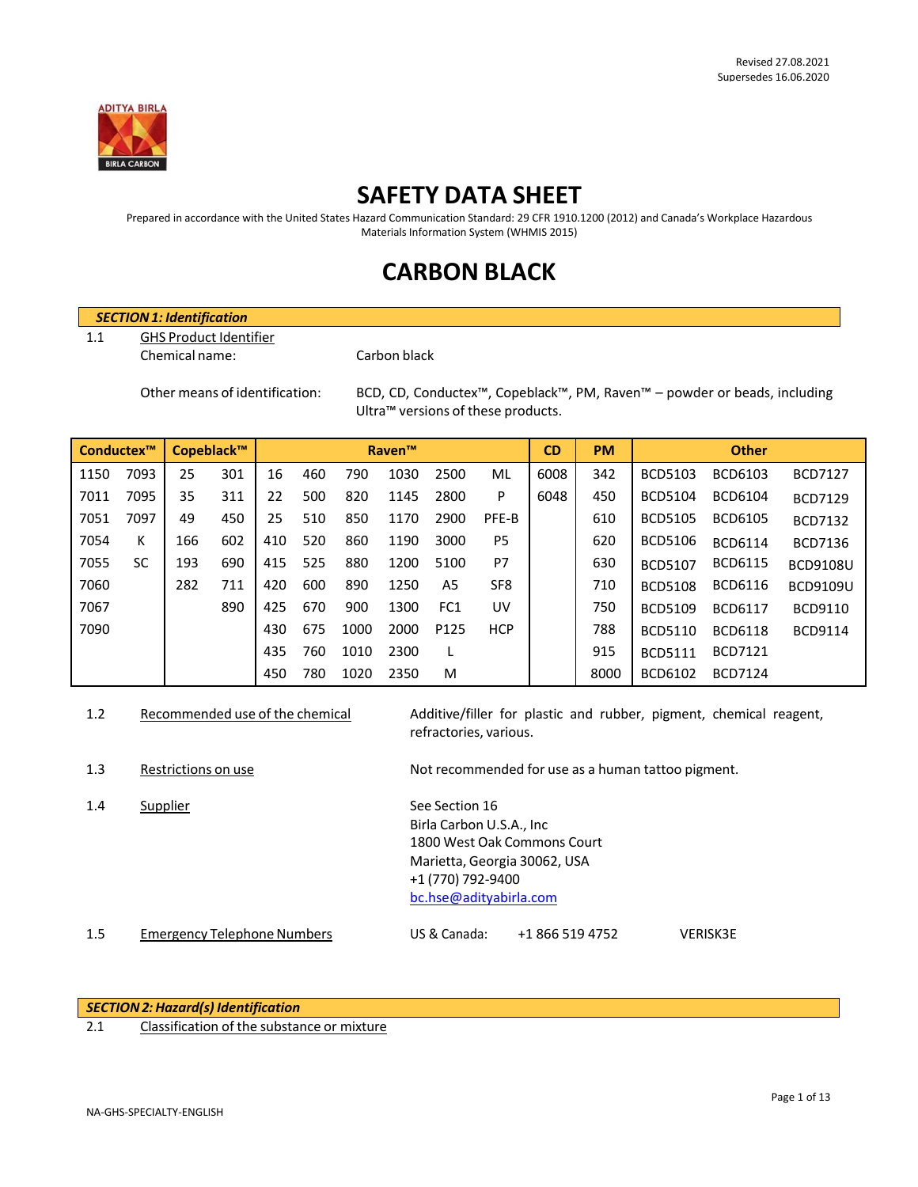Revised 27.08.2021
Supersedes 16.06.2020

# SAFETY DATA SHEET

Prepared in accordance with the United States Hazard Communication Standard: 29 CFR 1910.1200 (2012) and Canada's Workplace Hazardous Materials Information System (WHMIS 2015)

# CARBON BLACK

## *SECTION 1: Identification*

1.1 GHS Product Identifier

Chemical name: Carbon black

Other means of identification: BCD, CD, Conductex™, Copeblack™, PM, Raven™ – powder or beads, including Ultra™ versions of these products.

| Conductex™ | | Copeblack™ | | Raven™ | | | | | | CD | PM | Other | | |
|---|---|---|---|---|---|---|---|---|---|---|---|---|---|---|
| 1150 | 7093 | 25 | 301 | 16 | 460 | 790 | 1030 | 2500 | ML | 6008 | 342 | BCD5103 | BCD6103 | BCD7127 |
| 7011 | 7095 | 35 | 311 | 22 | 500 | 820 | 1145 | 2800 | P | 6048 | 450 | BCD5104 | BCD6104 | BCD7129 |
| 7051 | 7097 | 49 | 450 | 25 | 510 | 850 | 1170 | 2900 | PFE-B | | 610 | BCD5105 | BCD6105 | BCD7132 |
| 7054 | K | 166 | 602 | 410 | 520 | 860 | 1190 | 3000 | P5 | | 620 | BCD5106 | BCD6114 | BCD7136 |
| 7055 | SC | 193 | 690 | 415 | 525 | 880 | 1200 | 5100 | P7 | | 630 | BCD5107 | BCD6115 | BCD9108U |
| 7060 | | 282 | 711 | 420 | 600 | 890 | 1250 | A5 | SF8 | | 710 | BCD5108 | BCD6116 | BCD9109U |
| 7067 | | | 890 | 425 | 670 | 900 | 1300 | FC1 | UV | | 750 | BCD5109 | BCD6117 | BCD9110 |
| 7090 | | | | 430 | 675 | 1000 | 2000 | P125 | HCP | | 788 | BCD5110 | BCD6118 | BCD9114 |
| | | | | 435 | 760 | 1010 | 2300 | L | | | 915 | BCD5111 | BCD7121 | |
| | | | | 450 | 780 | 1020 | 2350 | M | | | 8000 | BCD6102 | BCD7124 | |

1.2 Recommended use of the chemical: Additive/filler for plastic and rubber, pigment, chemical reagent, refractories, various.

1.3 Restrictions on use: Not recommended for use as a human tattoo pigment.

1.4 Supplier: See Section 16
Birla Carbon U.S.A., Inc
1800 West Oak Commons Court
Marietta, Georgia 30062, USA
+1 (770) 792-9400
bc.hse@adityabirla.com

1.5 Emergency Telephone Numbers: US & Canada: +1 866 519 4752 VERISK3E

## *SECTION 2: Hazard(s) Identification*

2.1 Classification of the substance or mixture

NA-GHS-SPECIALTY-ENGLISH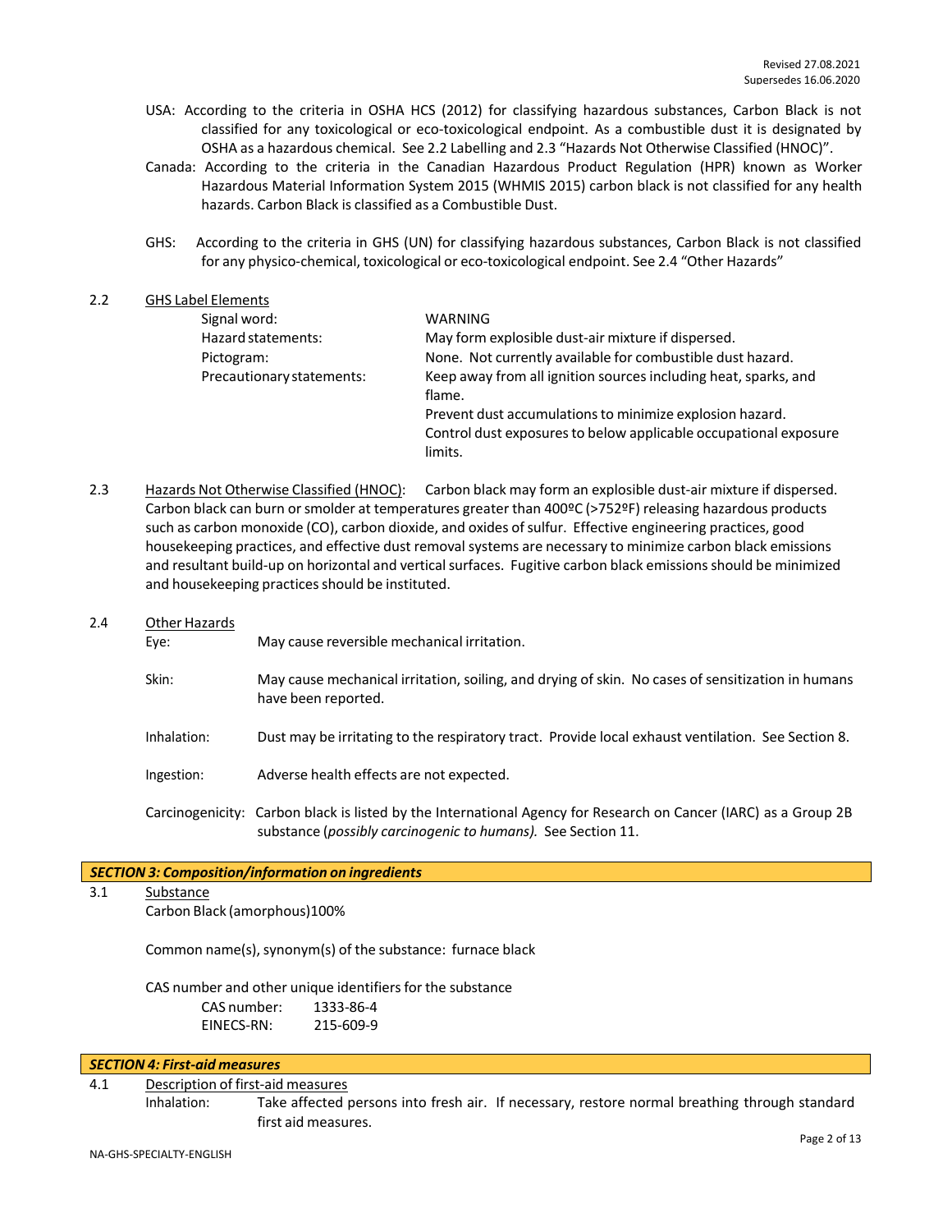USA: According to the criteria in OSHA HCS (2012) for classifying hazardous substances, Carbon Black is not classified for any toxicological or eco-toxicological endpoint. As a combustible dust it is designated by OSHA as a hazardous chemical. See 2.2 Labelling and 2.3 "Hazards Not Otherwise Classified (HNOC)".

Canada: According to the criteria in the Canadian Hazardous Product Regulation (HPR) known as Worker Hazardous Material Information System 2015 (WHMIS 2015) carbon black is not classified for any health hazards. Carbon Black is classified as a Combustible Dust.

GHS: According to the criteria in GHS (UN) for classifying hazardous substances, Carbon Black is not classified for any physico-chemical, toxicological or eco-toxicological endpoint. See 2.4 "Other Hazards"

2.2 GHS Label Elements

| | |
|---|---|
| Signal word: | WARNING |
| Hazard statements: | May form explosible dust-air mixture if dispersed. |
| Pictogram: | None. Not currently available for combustible dust hazard. |
| Precautionary statements: | Keep away from all ignition sources including heat, sparks, and flame.<br>Prevent dust accumulations to minimize explosion hazard.<br>Control dust exposures to below applicable occupational exposure limits. |

2.3 Hazards Not Otherwise Classified (HNOC): Carbon black may form an explosible dust-air mixture if dispersed. Carbon black can burn or smolder at temperatures greater than 400ºC (>752ºF) releasing hazardous products such as carbon monoxide (CO), carbon dioxide, and oxides of sulfur. Effective engineering practices, good housekeeping practices, and effective dust removal systems are necessary to minimize carbon black emissions and resultant build-up on horizontal and vertical surfaces. Fugitive carbon black emissions should be minimized and housekeeping practices should be instituted.

2.4 Other Hazards

Eye: May cause reversible mechanical irritation.

Skin: May cause mechanical irritation, soiling, and drying of skin. No cases of sensitization in humans have been reported.

Inhalation: Dust may be irritating to the respiratory tract. Provide local exhaust ventilation. See Section 8.

Ingestion: Adverse health effects are not expected.

Carcinogenicity: Carbon black is listed by the International Agency for Research on Cancer (IARC) as a Group 2B substance (*possibly carcinogenic to humans).* See Section 11.

## *SECTION 3: Composition/information on ingredients*

3.1 Substance

Carbon Black (amorphous)100%

Common name(s), synonym(s) of the substance: furnace black

CAS number and other unique identifiers for the substance

CAS number: 1333-86-4
EINECS-RN: 215-609-9

## *SECTION 4: First-aid measures*

4.1 Description of first-aid measures

Inhalation: Take affected persons into fresh air. If necessary, restore normal breathing through standard first aid measures.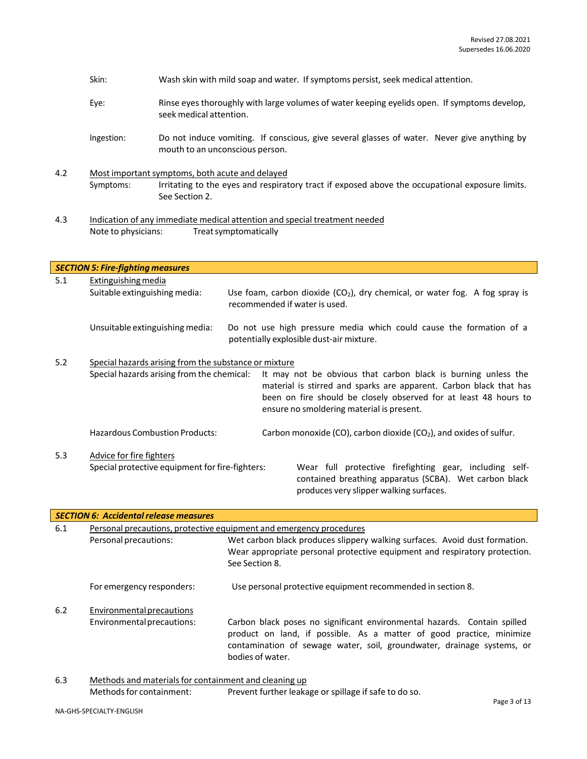Skin: Wash skin with mild soap and water. If symptoms persist, seek medical attention.

Eye: Rinse eyes thoroughly with large volumes of water keeping eyelids open. If symptoms develop, seek medical attention.

Ingestion: Do not induce vomiting. If conscious, give several glasses of water. Never give anything by mouth to an unconscious person.

4.2 Most important symptoms, both acute and delayed

Symptoms: Irritating to the eyes and respiratory tract if exposed above the occupational exposure limits. See Section 2.

4.3 Indication of any immediate medical attention and special treatment needed

Note to physicians: Treat symptomatically

## *SECTION 5: Fire-fighting measures*

5.1 Extinguishing media

Suitable extinguishing media: Use foam, carbon dioxide ($CO_2$), dry chemical, or water fog. A fog spray is recommended if water is used.

Unsuitable extinguishing media: Do not use high pressure media which could cause the formation of a potentially explosible dust-air mixture.

5.2 Special hazards arising from the substance or mixture

Special hazards arising from the chemical: It may not be obvious that carbon black is burning unless the material is stirred and sparks are apparent. Carbon black that has been on fire should be closely observed for at least 48 hours to ensure no smoldering material is present.

Hazardous Combustion Products: Carbon monoxide (CO), carbon dioxide ($CO_2$), and oxides of sulfur.

5.3 Advice for fire fighters

Special protective equipment for fire-fighters: Wear full protective firefighting gear, including self-contained breathing apparatus (SCBA). Wet carbon black produces very slipper walking surfaces.

## *SECTION 6: Accidental release measures*

6.1 Personal precautions, protective equipment and emergency procedures

Personal precautions: Wet carbon black produces slippery walking surfaces. Avoid dust formation. Wear appropriate personal protective equipment and respiratory protection. See Section 8.

For emergency responders: Use personal protective equipment recommended in section 8.

6.2 Environmental precautions

Environmental precautions: Carbon black poses no significant environmental hazards. Contain spilled product on land, if possible. As a matter of good practice, minimize contamination of sewage water, soil, groundwater, drainage systems, or bodies of water.

6.3 Methods and materials for containment and cleaning up

Methods for containment: Prevent further leakage or spillage if safe to do so.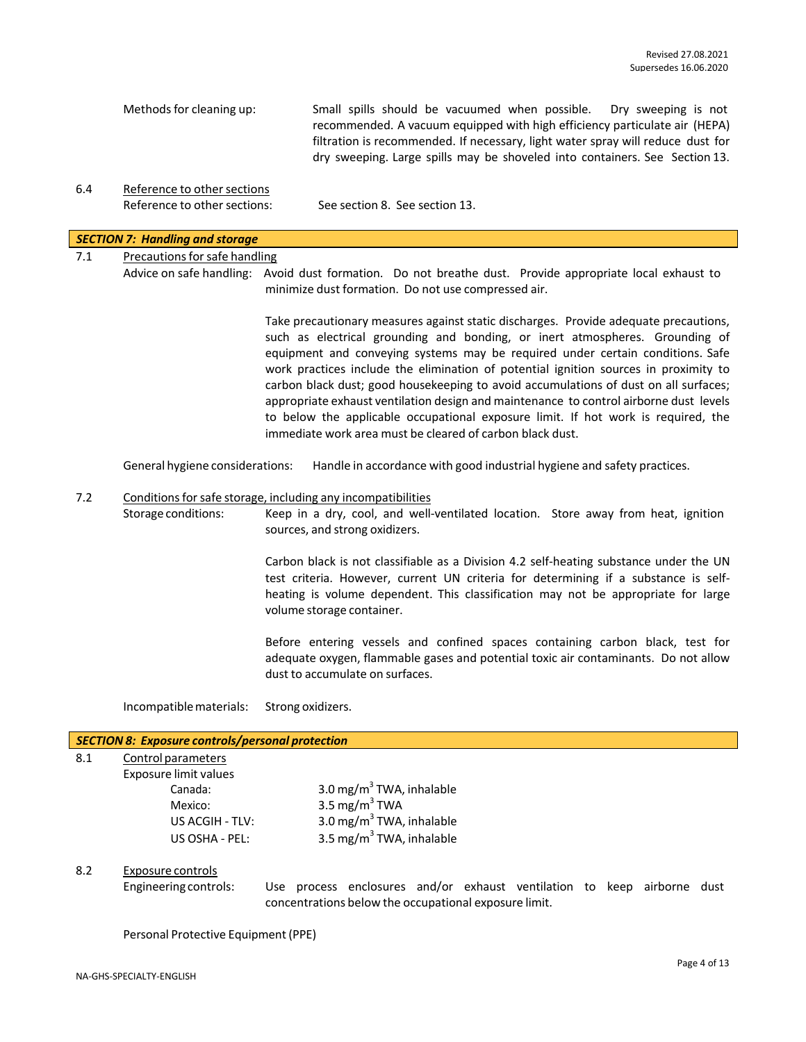Methods for cleaning up: Small spills should be vacuumed when possible. Dry sweeping is not recommended. A vacuum equipped with high efficiency particulate air (HEPA) filtration is recommended. If necessary, light water spray will reduce dust for dry sweeping. Large spills may be shoveled into containers. See Section 13.

6.4 Reference to other sections

Reference to other sections: See section 8. See section 13.

## SECTION 7: Handling and storage

7.1 Precautions for safe handling

Advice on safe handling: Avoid dust formation. Do not breathe dust. Provide appropriate local exhaust to minimize dust formation. Do not use compressed air.

Take precautionary measures against static discharges. Provide adequate precautions, such as electrical grounding and bonding, or inert atmospheres. Grounding of equipment and conveying systems may be required under certain conditions. Safe work practices include the elimination of potential ignition sources in proximity to carbon black dust; good housekeeping to avoid accumulations of dust on all surfaces; appropriate exhaust ventilation design and maintenance to control airborne dust levels to below the applicable occupational exposure limit. If hot work is required, the immediate work area must be cleared of carbon black dust.

General hygiene considerations: Handle in accordance with good industrial hygiene and safety practices.

7.2 Conditions for safe storage, including any incompatibilities

Storage conditions: Keep in a dry, cool, and well-ventilated location. Store away from heat, ignition sources, and strong oxidizers.

Carbon black is not classifiable as a Division 4.2 self-heating substance under the UN test criteria. However, current UN criteria for determining if a substance is self-heating is volume dependent. This classification may not be appropriate for large volume storage container.

Before entering vessels and confined spaces containing carbon black, test for adequate oxygen, flammable gases and potential toxic air contaminants. Do not allow dust to accumulate on surfaces.

Incompatible materials: Strong oxidizers.

## SECTION 8: Exposure controls/personal protection

8.1 Control parameters

Exposure limit values

| | |
|---|---|
| Canada: | 3.0 mg/m$^3$ TWA, inhalable |
| Mexico: | 3.5 mg/m$^3$ TWA |
| US ACGIH - TLV: | 3.0 mg/m$^3$ TWA, inhalable |
| US OSHA - PEL: | 3.5 mg/m$^3$ TWA, inhalable |

8.2 Exposure controls

Engineering controls: Use process enclosures and/or exhaust ventilation to keep airborne dust concentrations below the occupational exposure limit.

Personal Protective Equipment (PPE)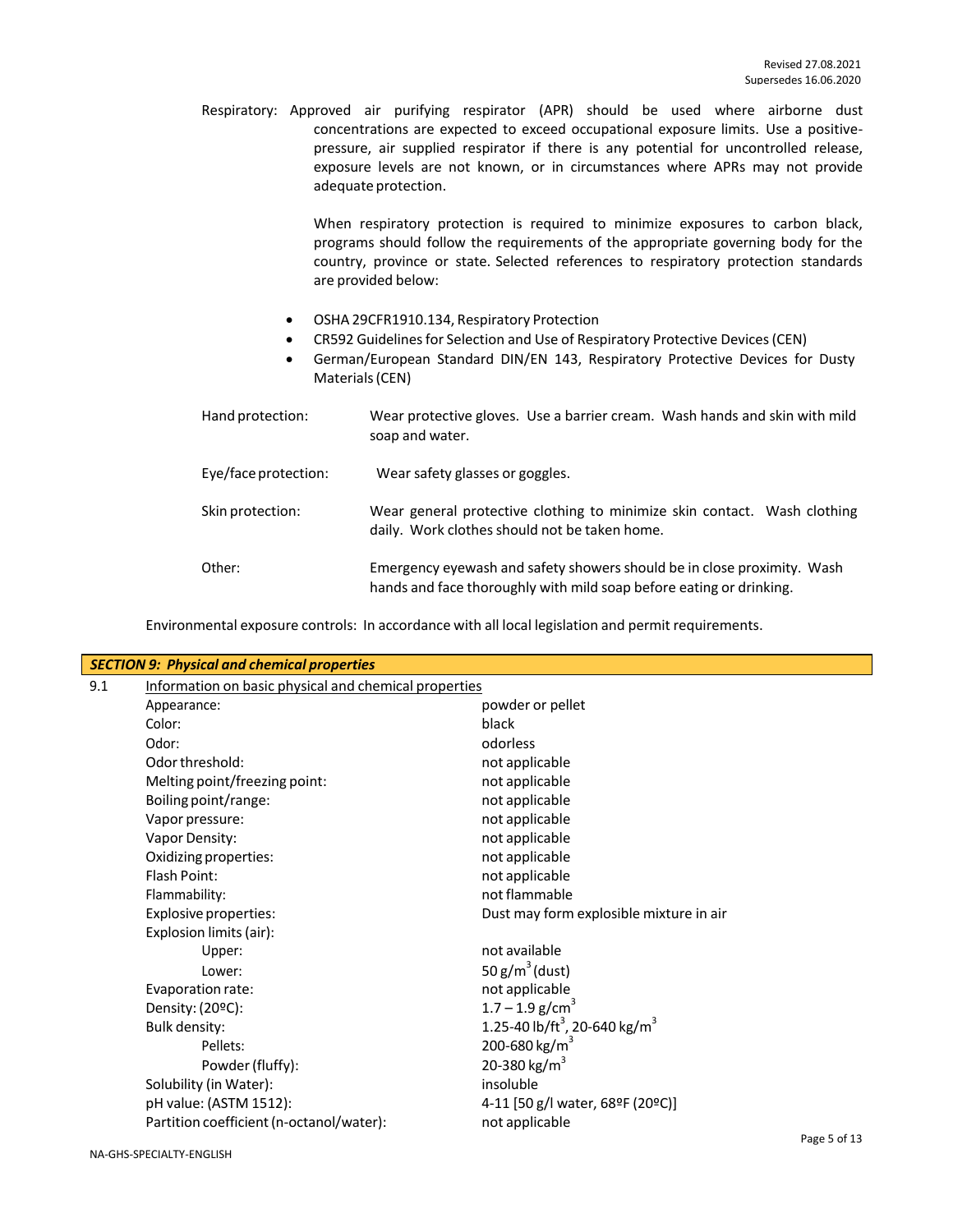Respiratory: Approved air purifying respirator (APR) should be used where airborne dust concentrations are expected to exceed occupational exposure limits. Use a positive-pressure, air supplied respirator if there is any potential for uncontrolled release, exposure levels are not known, or in circumstances where APRs may not provide adequate protection.

When respiratory protection is required to minimize exposures to carbon black, programs should follow the requirements of the appropriate governing body for the country, province or state. Selected references to respiratory protection standards are provided below:

- OSHA 29CFR1910.134, Respiratory Protection
- CR592 Guidelines for Selection and Use of Respiratory Protective Devices (CEN)
- German/European Standard DIN/EN 143, Respiratory Protective Devices for Dusty Materials (CEN)

Hand protection: Wear protective gloves. Use a barrier cream. Wash hands and skin with mild soap and water.

Eye/face protection: Wear safety glasses or goggles.

Skin protection: Wear general protective clothing to minimize skin contact. Wash clothing daily. Work clothes should not be taken home.

Other: Emergency eyewash and safety showers should be in close proximity. Wash hands and face thoroughly with mild soap before eating or drinking.

Environmental exposure controls: In accordance with all local legislation and permit requirements.

## *SECTION 9: Physical and chemical properties*

9.1 Information on basic physical and chemical properties

| Property | Value |
|---|---|
| Appearance: | powder or pellet |
| Color: | black |
| Odor: | odorless |
| Odor threshold: | not applicable |
| Melting point/freezing point: | not applicable |
| Boiling point/range: | not applicable |
| Vapor pressure: | not applicable |
| Vapor Density: | not applicable |
| Oxidizing properties: | not applicable |
| Flash Point: | not applicable |
| Flammability: | not flammable |
| Explosive properties: | Dust may form explosible mixture in air |
| Explosion limits (air): | |
| Upper: | not available |
| Lower: | 50 g/m$^3$ (dust) |
| Evaporation rate: | not applicable |
| Density: (20ºC): | 1.7 – 1.9 g/cm$^3$ |
| Bulk density: | 1.25-40 lb/ft$^3$, 20-640 kg/m$^3$ |
| Pellets: | 200-680 kg/m$^3$ |
| Powder (fluffy): | 20-380 kg/m$^3$ |
| Solubility (in Water): | insoluble |
| pH value: (ASTM 1512): | 4-11 [50 g/l water, 68ºF (20ºC)] |
| Partition coefficient (n-octanol/water): | not applicable |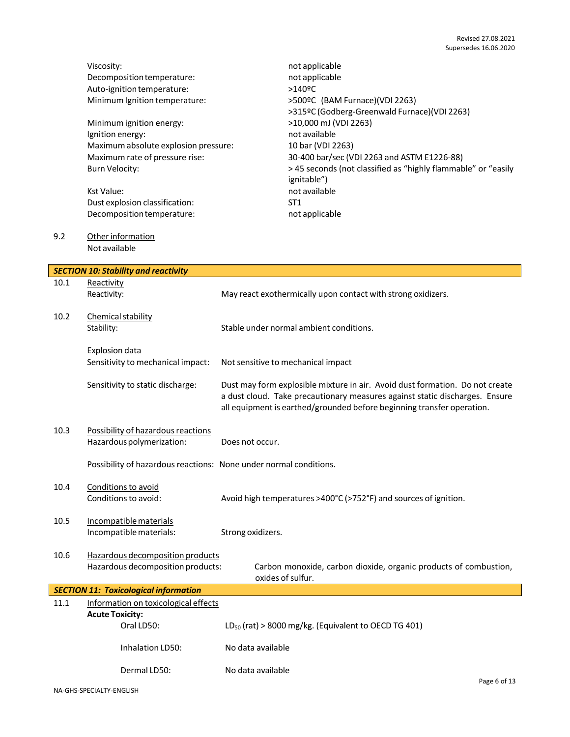| | |
|---|---|
| Viscosity: | not applicable |
| Decomposition temperature: | not applicable |
| Auto-ignition temperature: | >140ºC |
| Minimum Ignition temperature: | >500ºC (BAM Furnace)(VDI 2263)<br>>315ºC (Godberg-Greenwald Furnace)(VDI 2263) |
| Minimum ignition energy: | >10,000 mJ (VDI 2263) |
| Ignition energy: | not available |
| Maximum absolute explosion pressure: | 10 bar (VDI 2263) |
| Maximum rate of pressure rise: | 30-400 bar/sec (VDI 2263 and ASTM E1226-88) |
| Burn Velocity: | > 45 seconds (not classified as "highly flammable" or "easily ignitable") |
| Kst Value: | not available |
| Dust explosion classification: | ST1 |
| Decomposition temperature: | not applicable |

9.2 Other information

Not available

## SECTION 10: Stability and reactivity

10.1 Reactivity

Reactivity: May react exothermically upon contact with strong oxidizers.

10.2 Chemical stability

Stability: Stable under normal ambient conditions.

Explosion data

Sensitivity to mechanical impact: Not sensitive to mechanical impact

Sensitivity to static discharge: Dust may form explosible mixture in air. Avoid dust formation. Do not create a dust cloud. Take precautionary measures against static discharges. Ensure all equipment is earthed/grounded before beginning transfer operation.

10.3 Possibility of hazardous reactions

Hazardous polymerization: Does not occur.

Possibility of hazardous reactions: None under normal conditions.

10.4 Conditions to avoid

Conditions to avoid: Avoid high temperatures >400°C (>752°F) and sources of ignition.

10.5 Incompatible materials

Incompatible materials: Strong oxidizers.

10.6 Hazardous decomposition products

Hazardous decomposition products: Carbon monoxide, carbon dioxide, organic products of combustion, oxides of sulfur.

## SECTION 11: Toxicological information

11.1 Information on toxicological effects

**Acute Toxicity:**

Oral LD50: $LD_{50}$ (rat) > 8000 mg/kg. (Equivalent to OECD TG 401)

Inhalation LD50: No data available

Dermal LD50: No data available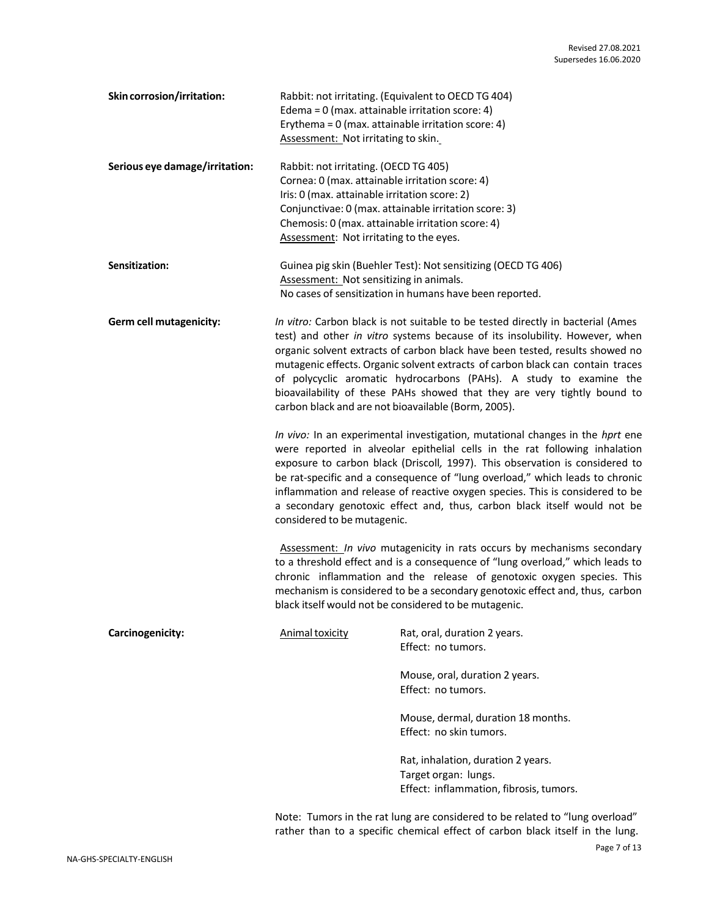**Skin corrosion/irritation:** Rabbit: not irritating. (Equivalent to OECD TG 404)
Edema = 0 (max. attainable irritation score: 4)
Erythema = 0 (max. attainable irritation score: 4)
Assessment: Not irritating to skin.

**Serious eye damage/irritation:** Rabbit: not irritating. (OECD TG 405)
Cornea: 0 (max. attainable irritation score: 4)
Iris: 0 (max. attainable irritation score: 2)
Conjunctivae: 0 (max. attainable irritation score: 3)
Chemosis: 0 (max. attainable irritation score: 4)
Assessment: Not irritating to the eyes.

**Sensitization:** Guinea pig skin (Buehler Test): Not sensitizing (OECD TG 406)
Assessment: Not sensitizing in animals.
No cases of sensitization in humans have been reported.

**Germ cell mutagenicity:** *In vitro:* Carbon black is not suitable to be tested directly in bacterial (Ames test) and other *in vitro* systems because of its insolubility. However, when organic solvent extracts of carbon black have been tested, results showed no mutagenic effects. Organic solvent extracts of carbon black can contain traces of polycyclic aromatic hydrocarbons (PAHs). A study to examine the bioavailability of these PAHs showed that they are very tightly bound to carbon black and are not bioavailable (Borm, 2005).

*In vivo:* In an experimental investigation, mutational changes in the *hprt* ene were reported in alveolar epithelial cells in the rat following inhalation exposure to carbon black (Driscoll*,* 1997). This observation is considered to be rat-specific and a consequence of "lung overload," which leads to chronic inflammation and release of reactive oxygen species. This is considered to be a secondary genotoxic effect and, thus, carbon black itself would not be considered to be mutagenic.

Assessment: *In vivo* mutagenicity in rats occurs by mechanisms secondary to a threshold effect and is a consequence of "lung overload," which leads to chronic inflammation and the release of genotoxic oxygen species. This mechanism is considered to be a secondary genotoxic effect and, thus, carbon black itself would not be considered to be mutagenic.

**Carcinogenicity:** Animal toxicity

Rat, oral, duration 2 years.
Effect: no tumors.

Mouse, oral, duration 2 years.
Effect: no tumors.

Mouse, dermal, duration 18 months.
Effect: no skin tumors.

Rat, inhalation, duration 2 years.
Target organ: lungs.
Effect: inflammation, fibrosis, tumors.

Note: Tumors in the rat lung are considered to be related to "lung overload" rather than to a specific chemical effect of carbon black itself in the lung.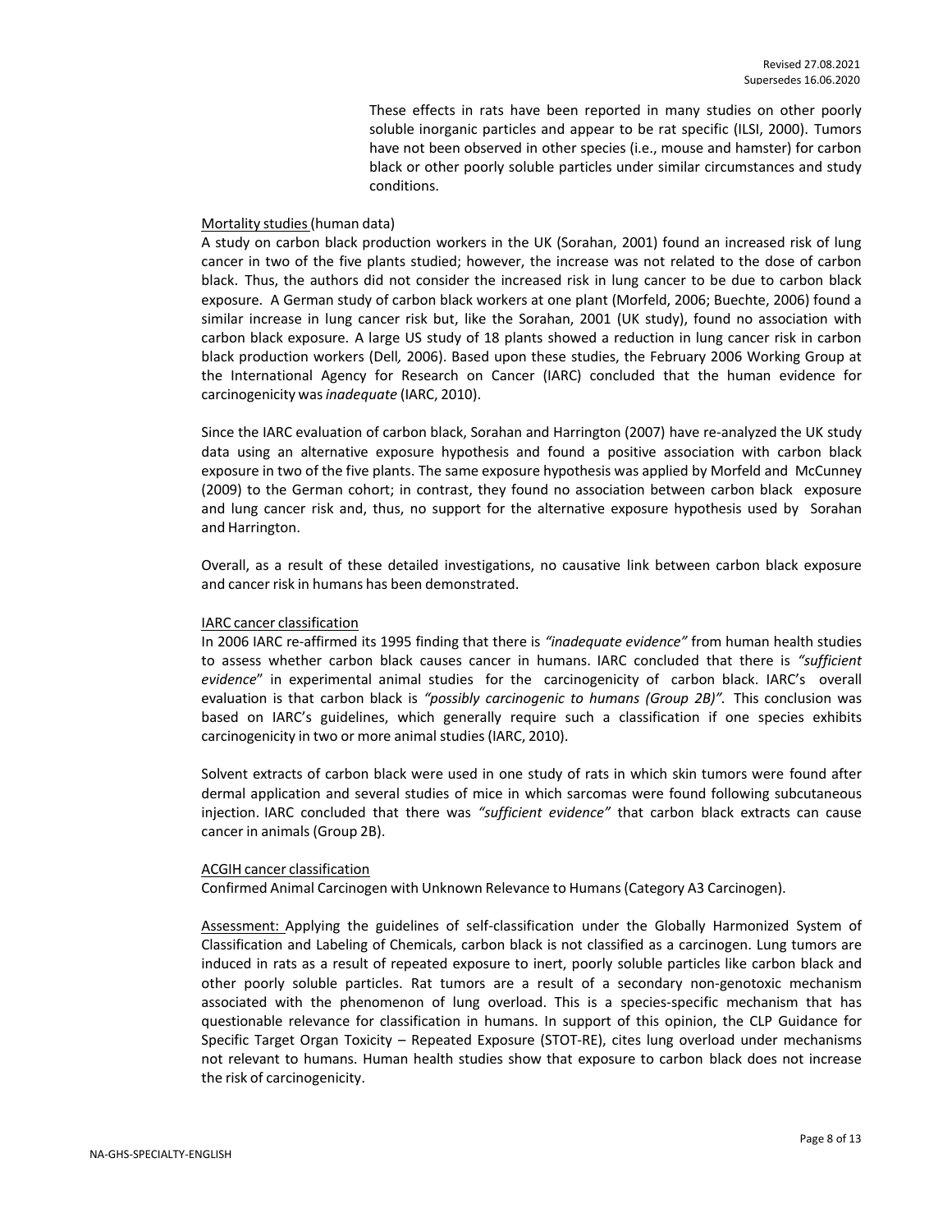These effects in rats have been reported in many studies on other poorly soluble inorganic particles and appear to be rat specific (ILSI, 2000). Tumors have not been observed in other species (i.e., mouse and hamster) for carbon black or other poorly soluble particles under similar circumstances and study conditions.

Mortality studies (human data)

A study on carbon black production workers in the UK (Sorahan, 2001) found an increased risk of lung cancer in two of the five plants studied; however, the increase was not related to the dose of carbon black. Thus, the authors did not consider the increased risk in lung cancer to be due to carbon black exposure. A German study of carbon black workers at one plant (Morfeld, 2006; Buechte, 2006) found a similar increase in lung cancer risk but, like the Sorahan, 2001 (UK study), found no association with carbon black exposure. A large US study of 18 plants showed a reduction in lung cancer risk in carbon black production workers (Dell, 2006). Based upon these studies, the February 2006 Working Group at the International Agency for Research on Cancer (IARC) concluded that the human evidence for carcinogenicity was *inadequate* (IARC, 2010).

Since the IARC evaluation of carbon black, Sorahan and Harrington (2007) have re-analyzed the UK study data using an alternative exposure hypothesis and found a positive association with carbon black exposure in two of the five plants. The same exposure hypothesis was applied by Morfeld and McCunney (2009) to the German cohort; in contrast, they found no association between carbon black exposure and lung cancer risk and, thus, no support for the alternative exposure hypothesis used by Sorahan and Harrington.

Overall, as a result of these detailed investigations, no causative link between carbon black exposure and cancer risk in humans has been demonstrated.

IARC cancer classification

In 2006 IARC re-affirmed its 1995 finding that there is *"inadequate evidence"* from human health studies to assess whether carbon black causes cancer in humans. IARC concluded that there is *"sufficient evidence"* in experimental animal studies for the carcinogenicity of carbon black. IARC's overall evaluation is that carbon black is *"possibly carcinogenic to humans (Group 2B)".* This conclusion was based on IARC's guidelines, which generally require such a classification if one species exhibits carcinogenicity in two or more animal studies (IARC, 2010).

Solvent extracts of carbon black were used in one study of rats in which skin tumors were found after dermal application and several studies of mice in which sarcomas were found following subcutaneous injection. IARC concluded that there was *"sufficient evidence"* that carbon black extracts can cause cancer in animals (Group 2B).

ACGIH cancer classification

Confirmed Animal Carcinogen with Unknown Relevance to Humans (Category A3 Carcinogen).

Assessment: Applying the guidelines of self-classification under the Globally Harmonized System of Classification and Labeling of Chemicals, carbon black is not classified as a carcinogen. Lung tumors are induced in rats as a result of repeated exposure to inert, poorly soluble particles like carbon black and other poorly soluble particles. Rat tumors are a result of a secondary non-genotoxic mechanism associated with the phenomenon of lung overload. This is a species-specific mechanism that has questionable relevance for classification in humans. In support of this opinion, the CLP Guidance for Specific Target Organ Toxicity – Repeated Exposure (STOT-RE), cites lung overload under mechanisms not relevant to humans. Human health studies show that exposure to carbon black does not increase the risk of carcinogenicity.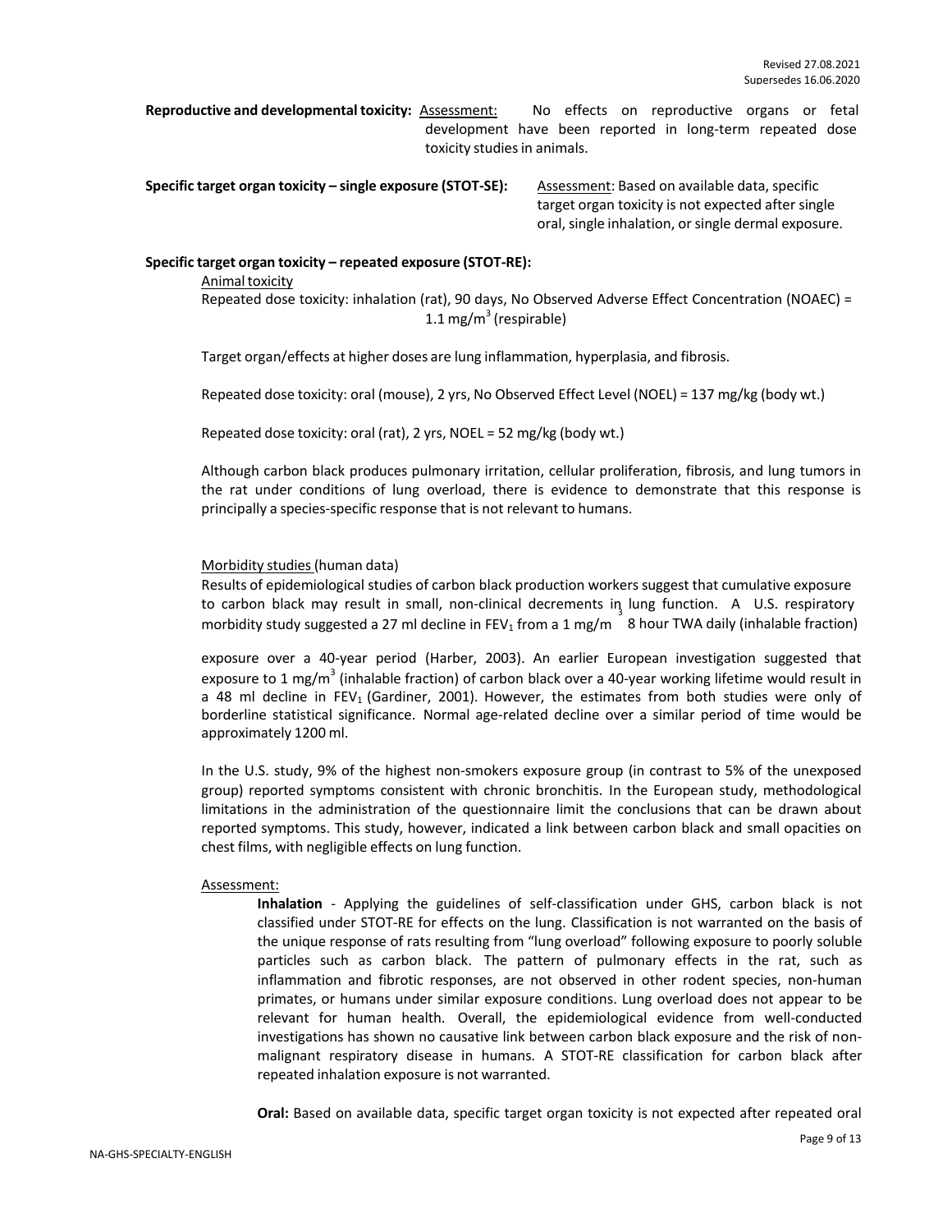**Reproductive and developmental toxicity:** Assessment: No effects on reproductive organs or fetal development have been reported in long-term repeated dose toxicity studies in animals.

**Specific target organ toxicity – single exposure (STOT-SE):** Assessment: Based on available data, specific target organ toxicity is not expected after single oral, single inhalation, or single dermal exposure.

**Specific target organ toxicity – repeated exposure (STOT-RE):**

Animal toxicity

Repeated dose toxicity: inhalation (rat), 90 days, No Observed Adverse Effect Concentration (NOAEC) = 1.1 $mg/m^3$ (respirable)

Target organ/effects at higher doses are lung inflammation, hyperplasia, and fibrosis.

Repeated dose toxicity: oral (mouse), 2 yrs, No Observed Effect Level (NOEL) = 137 mg/kg (body wt.)

Repeated dose toxicity: oral (rat), 2 yrs, NOEL = 52 mg/kg (body wt.)

Although carbon black produces pulmonary irritation, cellular proliferation, fibrosis, and lung tumors in the rat under conditions of lung overload, there is evidence to demonstrate that this response is principally a species-specific response that is not relevant to humans.

Morbidity studies (human data)

Results of epidemiological studies of carbon black production workers suggest that cumulative exposure to carbon black may result in small, non-clinical decrements in lung function. A U.S. respiratory morbidity study suggested a 27 ml decline in $FEV_1$ from a 1 $mg/m^3$ 8 hour TWA daily (inhalable fraction) exposure over a 40-year period (Harber, 2003). An earlier European investigation suggested that exposure to 1 $mg/m^3$ (inhalable fraction) of carbon black over a 40-year working lifetime would result in a 48 ml decline in $FEV_1$ (Gardiner, 2001). However, the estimates from both studies were only of borderline statistical significance. Normal age-related decline over a similar period of time would be approximately 1200 ml.

In the U.S. study, 9% of the highest non-smokers exposure group (in contrast to 5% of the unexposed group) reported symptoms consistent with chronic bronchitis. In the European study, methodological limitations in the administration of the questionnaire limit the conclusions that can be drawn about reported symptoms. This study, however, indicated a link between carbon black and small opacities on chest films, with negligible effects on lung function.

Assessment:

**Inhalation** - Applying the guidelines of self-classification under GHS, carbon black is not classified under STOT-RE for effects on the lung. Classification is not warranted on the basis of the unique response of rats resulting from "lung overload" following exposure to poorly soluble particles such as carbon black. The pattern of pulmonary effects in the rat, such as inflammation and fibrotic responses, are not observed in other rodent species, non-human primates, or humans under similar exposure conditions. Lung overload does not appear to be relevant for human health. Overall, the epidemiological evidence from well-conducted investigations has shown no causative link between carbon black exposure and the risk of non-malignant respiratory disease in humans. A STOT-RE classification for carbon black after repeated inhalation exposure is not warranted.

**Oral:** Based on available data, specific target organ toxicity is not expected after repeated oral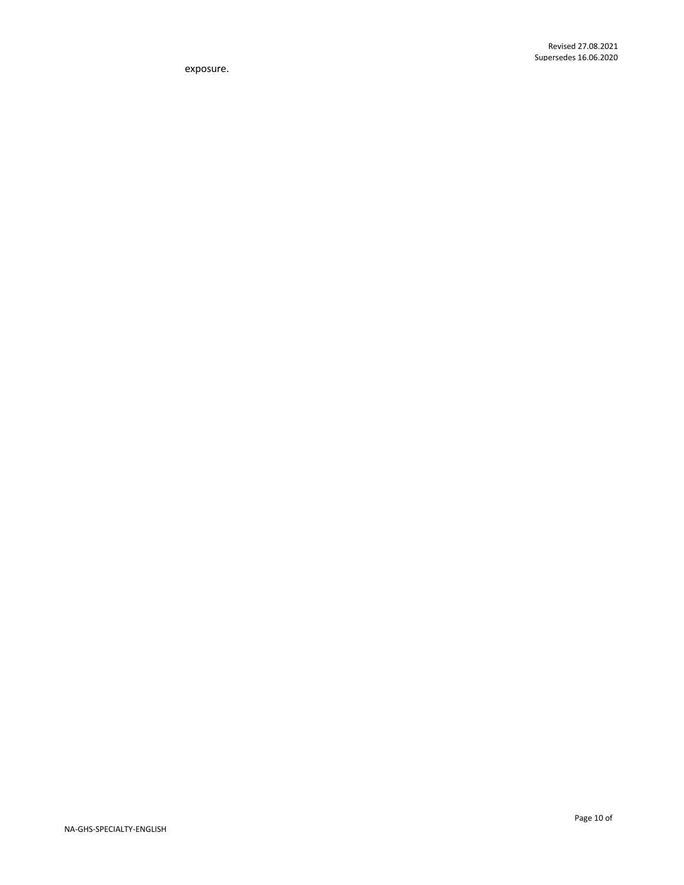exposure.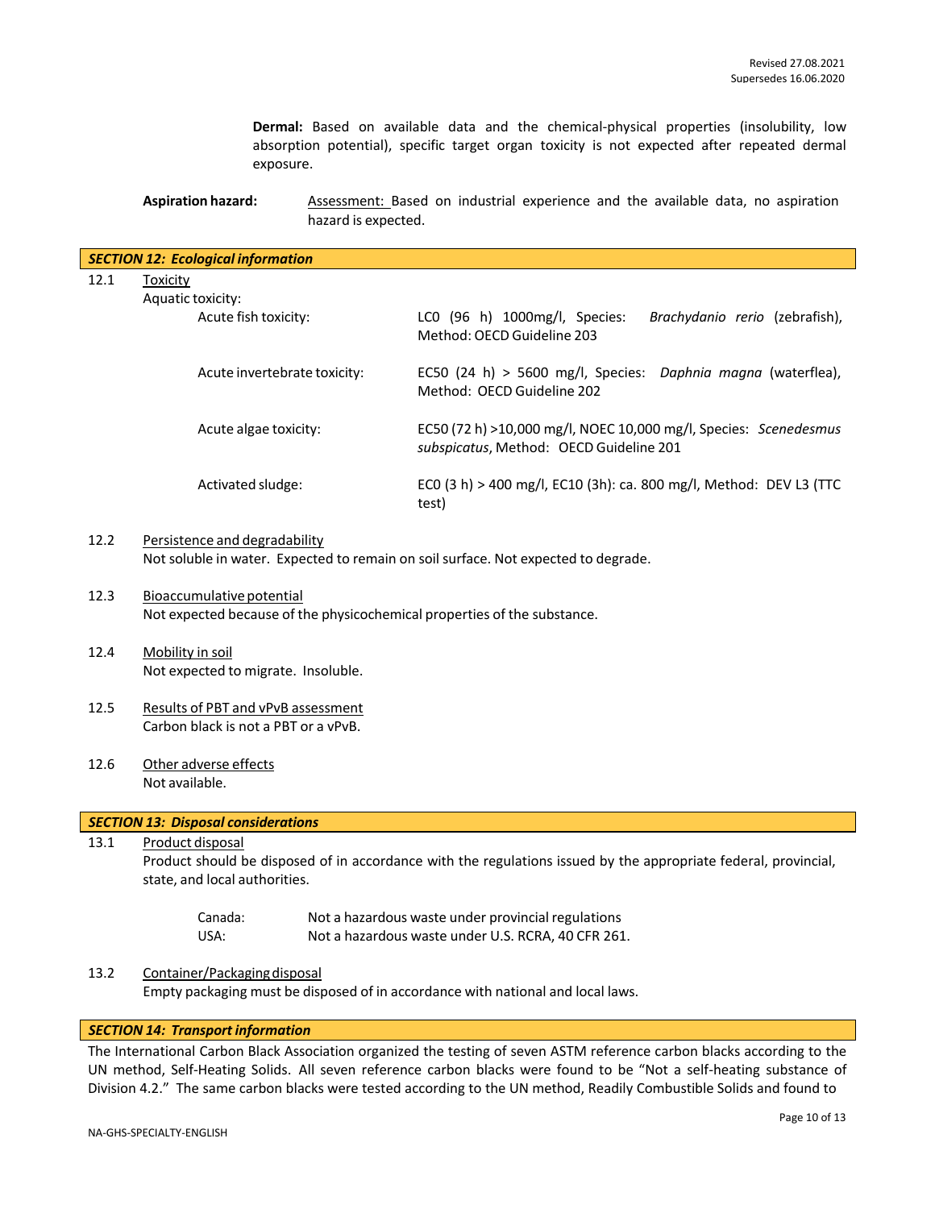**Dermal:** Based on available data and the chemical-physical properties (insolubility, low absorption potential), specific target organ toxicity is not expected after repeated dermal exposure.

**Aspiration hazard:** Assessment: Based on industrial experience and the available data, no aspiration hazard is expected.

## *SECTION 12: Ecological information*

12.1 Toxicity

Aquatic toxicity:

| | |
|---|---|
| Acute fish toxicity: | LC0 (96 h) 1000mg/l, Species: *Brachydanio rerio* (zebrafish), Method: OECD Guideline 203 |
| Acute invertebrate toxicity: | EC50 (24 h) > 5600 mg/l, Species: *Daphnia magna* (waterflea), Method: OECD Guideline 202 |
| Acute algae toxicity: | EC50 (72 h) >10,000 mg/l, NOEC 10,000 mg/l, Species: *Scenedesmus subspicatus*, Method: OECD Guideline 201 |
| Activated sludge: | EC0 (3 h) > 400 mg/l, EC10 (3h): ca. 800 mg/l, Method: DEV L3 (TTC test) |

12.2 Persistence and degradability

Not soluble in water. Expected to remain on soil surface. Not expected to degrade.

12.3 Bioaccumulative potential

Not expected because of the physicochemical properties of the substance.

12.4 Mobility in soil

Not expected to migrate. Insoluble.

12.5 Results of PBT and vPvB assessment

Carbon black is not a PBT or a vPvB.

12.6 Other adverse effects

Not available.

## *SECTION 13: Disposal considerations*

13.1 Product disposal

Product should be disposed of in accordance with the regulations issued by the appropriate federal, provincial, state, and local authorities.

| | |
|---|---|
| Canada: | Not a hazardous waste under provincial regulations |
| USA: | Not a hazardous waste under U.S. RCRA, 40 CFR 261. |

13.2 Container/Packaging disposal

Empty packaging must be disposed of in accordance with national and local laws.

## *SECTION 14: Transport information*

The International Carbon Black Association organized the testing of seven ASTM reference carbon blacks according to the UN method, Self-Heating Solids. All seven reference carbon blacks were found to be "Not a self-heating substance of Division 4.2." The same carbon blacks were tested according to the UN method, Readily Combustible Solids and found to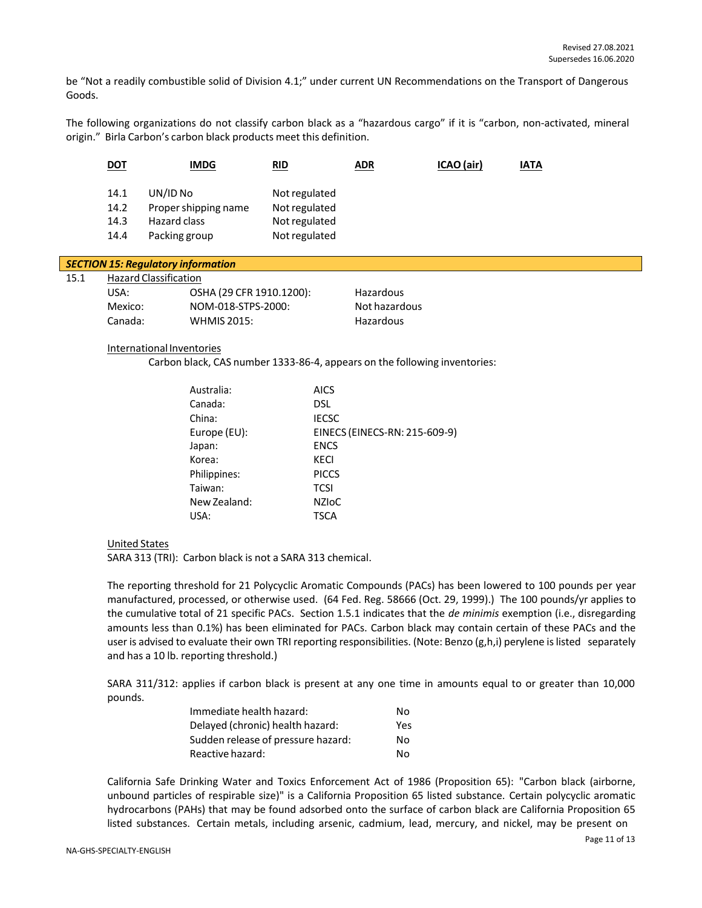be “Not a readily combustible solid of Division 4.1;” under current UN Recommendations on the Transport of Dangerous Goods.

The following organizations do not classify carbon black as a “hazardous cargo” if it is “carbon, non-activated, mineral origin.” Birla Carbon’s carbon black products meet this definition.

**DOT** **IMDG** **RID** **ADR** **ICAO (air)** **IATA**

| | | |
|---|---|---|
| 14.1 | UN/ID No | Not regulated |
| 14.2 | Proper shipping name | Not regulated |
| 14.3 | Hazard class | Not regulated |
| 14.4 | Packing group | Not regulated |

## *SECTION 15: Regulatory information*

15.1 Hazard Classification

| | | |
|---|---|---|
| USA: | OSHA (29 CFR 1910.1200): | Hazardous |
| Mexico: | NOM-018-STPS-2000: | Not hazardous |
| Canada: | WHMIS 2015: | Hazardous |

International Inventories

Carbon black, CAS number 1333-86-4, appears on the following inventories:

| | |
|---|---|
| Australia: | AICS |
| Canada: | DSL |
| China: | IECSC |
| Europe (EU): | EINECS (EINECS-RN: 215-609-9) |
| Japan: | ENCS |
| Korea: | KECI |
| Philippines: | PICCS |
| Taiwan: | TCSI |
| New Zealand: | NZIoC |
| USA: | TSCA |

United States

SARA 313 (TRI): Carbon black is not a SARA 313 chemical.

The reporting threshold for 21 Polycyclic Aromatic Compounds (PACs) has been lowered to 100 pounds per year manufactured, processed, or otherwise used. (64 Fed. Reg. 58666 (Oct. 29, 1999).) The 100 pounds/yr applies to the cumulative total of 21 specific PACs. Section 1.5.1 indicates that the *de minimis* exemption (i.e., disregarding amounts less than 0.1%) has been eliminated for PACs. Carbon black may contain certain of these PACs and the user is advised to evaluate their own TRI reporting responsibilities. (Note: Benzo (g,h,i) perylene is listed separately and has a 10 lb. reporting threshold.)

SARA 311/312: applies if carbon black is present at any one time in amounts equal to or greater than 10,000 pounds.

| | |
|---|---|
| Immediate health hazard: | No |
| Delayed (chronic) health hazard: | Yes |
| Sudden release of pressure hazard: | No |
| Reactive hazard: | No |

California Safe Drinking Water and Toxics Enforcement Act of 1986 (Proposition 65): "Carbon black (airborne, unbound particles of respirable size)" is a California Proposition 65 listed substance. Certain polycyclic aromatic hydrocarbons (PAHs) that may be found adsorbed onto the surface of carbon black are California Proposition 65 listed substances. Certain metals, including arsenic, cadmium, lead, mercury, and nickel, may be present on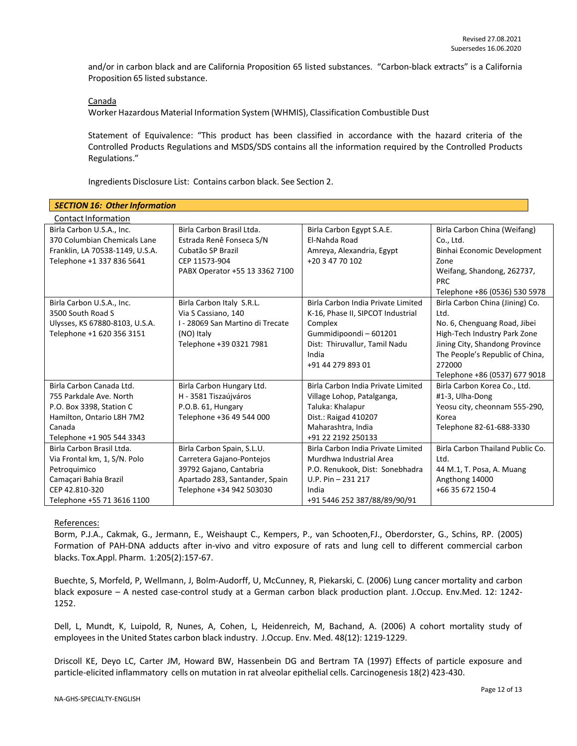and/or in carbon black and are California Proposition 65 listed substances. "Carbon-black extracts" is a California Proposition 65 listed substance.

Canada

Worker Hazardous Material Information System (WHMIS), Classification Combustible Dust

Statement of Equivalence: "This product has been classified in accordance with the hazard criteria of the Controlled Products Regulations and MSDS/SDS contains all the information required by the Controlled Products Regulations."

Ingredients Disclosure List: Contains carbon black. See Section 2.

## *SECTION 16: Other Information*

Contact Information

| | | | |
|---|---|---|---|
| Birla Carbon U.S.A., Inc.<br>370 Columbian Chemicals Lane<br>Franklin, LA 70538-1149, U.S.A.<br>Telephone +1 337 836 5641 | Birla Carbon Brasil Ltda.<br>Estrada Renê Fonseca S/N<br>Cubatão SP Brazil<br>CEP 11573-904<br>PABX Operator +55 13 3362 7100 | Birla Carbon Egypt S.A.E.<br>El-Nahda Road<br>Amreya, Alexandria, Egypt<br>+20 3 47 70 102 | Birla Carbon China (Weifang) Co., Ltd.<br>Binhai Economic Development Zone<br>Weifang, Shandong, 262737, PRC<br>Telephone +86 (0536) 530 5978 |
| Birla Carbon U.S.A., Inc.<br>3500 South Road S<br>Ulysses, KS 67880-8103, U.S.A.<br>Telephone +1 620 356 3151 | Birla Carbon Italy S.R.L.<br>Via S Cassiano, 140<br>I - 28069 San Martino di Trecate (NO) Italy<br>Telephone +39 0321 7981 | Birla Carbon India Private Limited<br>K-16, Phase II, SIPCOT Industrial Complex<br>Gummidipoondi – 601201<br>Dist: Thiruvallur, Tamil Nadu<br>India<br>+91 44 279 893 01 | Birla Carbon China (Jining) Co. Ltd.<br>No. 6, Chenguang Road, Jibei High-Tech Industry Park Zone<br>Jining City, Shandong Province<br>The People's Republic of China, 272000<br>Telephone +86 (0537) 677 9018 |
| Birla Carbon Canada Ltd.<br>755 Parkdale Ave. North<br>P.O. Box 3398, Station C<br>Hamilton, Ontario L8H 7M2<br>Canada<br>Telephone +1 905 544 3343 | Birla Carbon Hungary Ltd.<br>H - 3581 Tiszaújváros<br>P.O.B. 61, Hungary<br>Telephone +36 49 544 000 | Birla Carbon India Private Limited<br>Village Lohop, Patalganga,<br>Taluka: Khalapur<br>Dist.: Raigad 410207<br>Maharashtra, India<br>+91 22 2192 250133 | Birla Carbon Korea Co., Ltd.<br>#1-3, Ulha-Dong<br>Yeosu city, cheonnam 555-290, Korea<br>Telephone 82-61-688-3330 |
| Birla Carbon Brasil Ltda.<br>Via Frontal km, 1, S/N. Polo Petroquimico<br>Camaçari Bahia Brazil<br>CEP 42.810-320<br>Telephone +55 71 3616 1100 | Birla Carbon Spain, S.L.U.<br>Carretera Gajano-Pontejos<br>39792 Gajano, Cantabria<br>Apartado 283, Santander, Spain<br>Telephone +34 942 503030 | Birla Carbon India Private Limited<br>Murdhwa Industrial Area<br>P.O. Renukook, Dist: Sonebhadra<br>U.P. Pin – 231 217<br>India<br>+91 5446 252 387/88/89/90/91 | Birla Carbon Thailand Public Co. Ltd.<br>44 M.1, T. Posa, A. Muang<br>Angthong 14000<br>+66 35 672 150-4 |

References:

Borm, P.J.A., Cakmak, G., Jermann, E., Weishaupt C., Kempers, P., van Schooten,FJ., Oberdorster, G., Schins, RP. (2005) Formation of PAH-DNA adducts after in-vivo and vitro exposure of rats and lung cell to different commercial carbon blacks. Tox.Appl. Pharm. 1:205(2):157-67.

Buechte, S, Morfeld, P, Wellmann, J, Bolm-Audorff, U, McCunney, R, Piekarski, C. (2006) Lung cancer mortality and carbon black exposure – A nested case-control study at a German carbon black production plant. J.Occup. Env.Med. 12: 1242-1252.

Dell, L, Mundt, K, Luipold, R, Nunes, A, Cohen, L, Heidenreich, M, Bachand, A. (2006) A cohort mortality study of employees in the United States carbon black industry. J.Occup. Env. Med. 48(12): 1219-1229.

Driscoll KE, Deyo LC, Carter JM, Howard BW, Hassenbein DG and Bertram TA (1997) Effects of particle exposure and particle-elicited inflammatory cells on mutation in rat alveolar epithelial cells. Carcinogenesis 18(2) 423-430.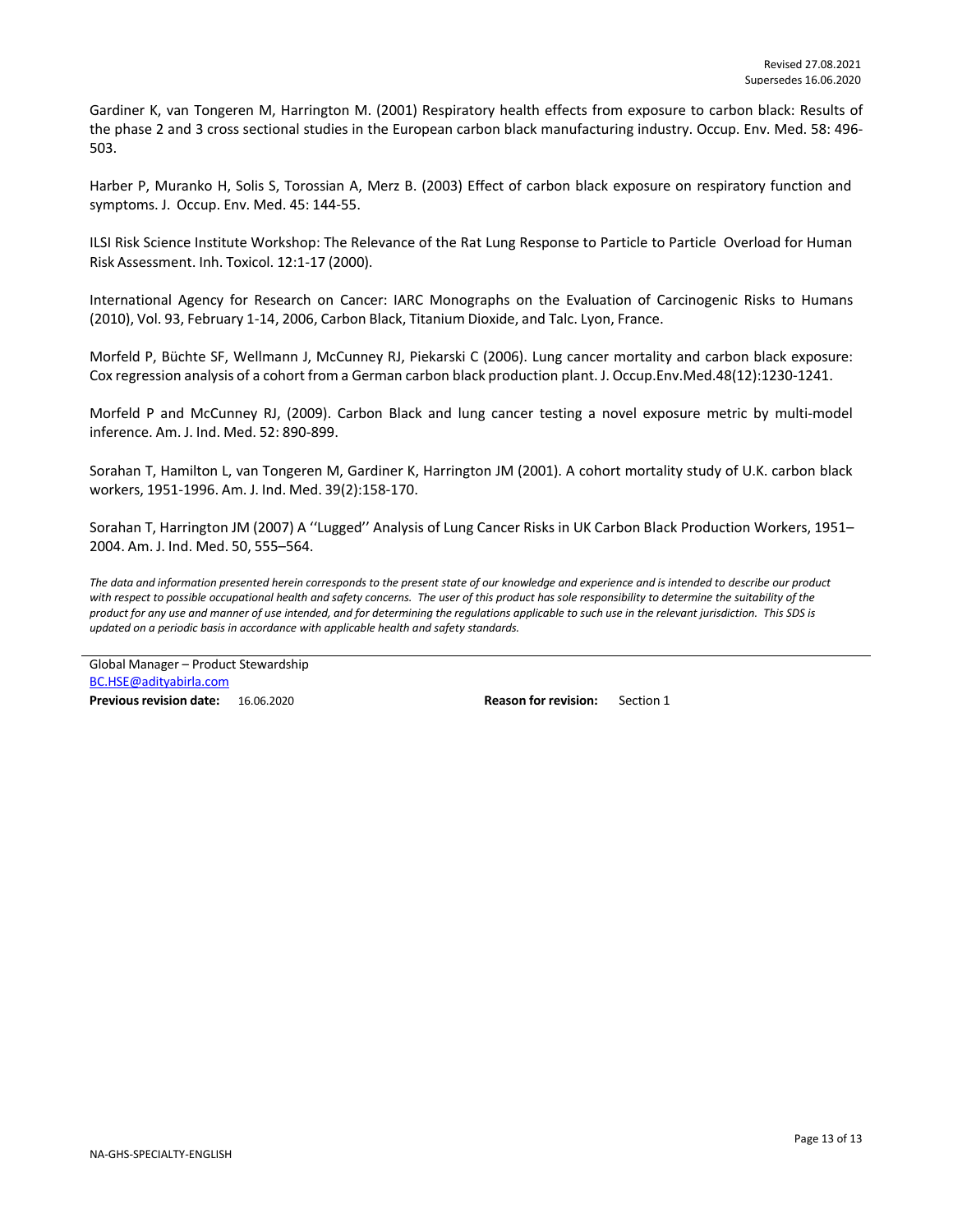Gardiner K, van Tongeren M, Harrington M. (2001) Respiratory health effects from exposure to carbon black: Results of the phase 2 and 3 cross sectional studies in the European carbon black manufacturing industry. Occup. Env. Med. 58: 496-503.

Harber P, Muranko H, Solis S, Torossian A, Merz B. (2003) Effect of carbon black exposure on respiratory function and symptoms. J. Occup. Env. Med. 45: 144-55.

ILSI Risk Science Institute Workshop: The Relevance of the Rat Lung Response to Particle to Particle Overload for Human Risk Assessment. Inh. Toxicol. 12:1-17 (2000).

International Agency for Research on Cancer: IARC Monographs on the Evaluation of Carcinogenic Risks to Humans (2010), Vol. 93, February 1-14, 2006, Carbon Black, Titanium Dioxide, and Talc. Lyon, France.

Morfeld P, Büchte SF, Wellmann J, McCunney RJ, Piekarski C (2006). Lung cancer mortality and carbon black exposure: Cox regression analysis of a cohort from a German carbon black production plant. J. Occup.Env.Med.48(12):1230-1241.

Morfeld P and McCunney RJ, (2009). Carbon Black and lung cancer testing a novel exposure metric by multi-model inference. Am. J. Ind. Med. 52: 890-899.

Sorahan T, Hamilton L, van Tongeren M, Gardiner K, Harrington JM (2001). A cohort mortality study of U.K. carbon black workers, 1951-1996. Am. J. Ind. Med. 39(2):158-170.

Sorahan T, Harrington JM (2007) A ''Lugged'' Analysis of Lung Cancer Risks in UK Carbon Black Production Workers, 1951–2004. Am. J. Ind. Med. 50, 555–564.

*The data and information presented herein corresponds to the present state of our knowledge and experience and is intended to describe our product with respect to possible occupational health and safety concerns. The user of this product has sole responsibility to determine the suitability of the product for any use and manner of use intended, and for determining the regulations applicable to such use in the relevant jurisdiction. This SDS is updated on a periodic basis in accordance with applicable health and safety standards.*

Global Manager – Product Stewardship
BC.HSE@adityabirla.com

**Previous revision date:** 16.06.2020 **Reason for revision:** Section 1